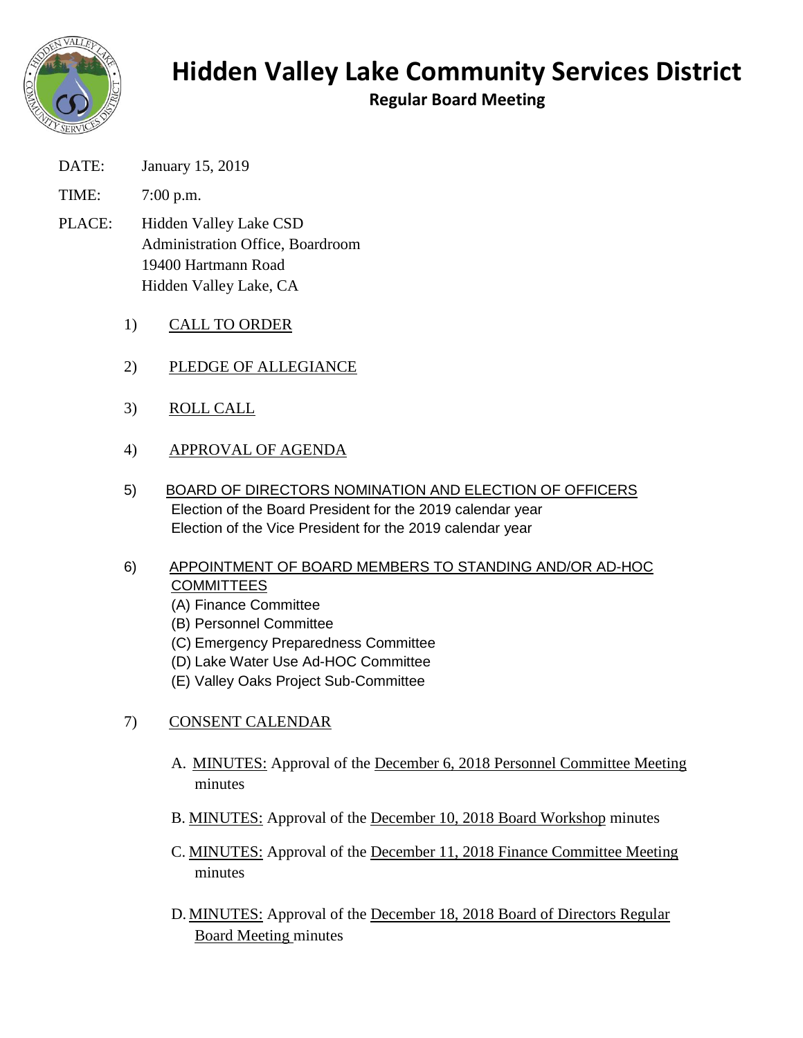# Hidden Valley Lake Community Services District

## Regular Board Meeting

DATE: January 15, 2019

TIME: 7:00 p.m.

PLACE: Hidden Valley Lake CSD
Administration Office, Boardroom
19400 Hartmann Road
Hidden Valley Lake, CA

1) CALL TO ORDER

2) PLEDGE OF ALLEGIANCE

3) ROLL CALL

4) APPROVAL OF AGENDA

5) BOARD OF DIRECTORS NOMINATION AND ELECTION OF OFFICERS
   Election of the Board President for the 2019 calendar year
   Election of the Vice President for the 2019 calendar year

6) APPOINTMENT OF BOARD MEMBERS TO STANDING AND/OR AD-HOC COMMITTEES
   (A) Finance Committee
   (B) Personnel Committee
   (C) Emergency Preparedness Committee
   (D) Lake Water Use Ad-HOC Committee
   (E) Valley Oaks Project Sub-Committee

7) CONSENT CALENDAR

   A. MINUTES: Approval of the December 6, 2018 Personnel Committee Meeting minutes

   B. MINUTES: Approval of the December 10, 2018 Board Workshop minutes

   C. MINUTES: Approval of the December 11, 2018 Finance Committee Meeting minutes

   D. MINUTES: Approval of the December 18, 2018 Board of Directors Regular Board Meeting minutes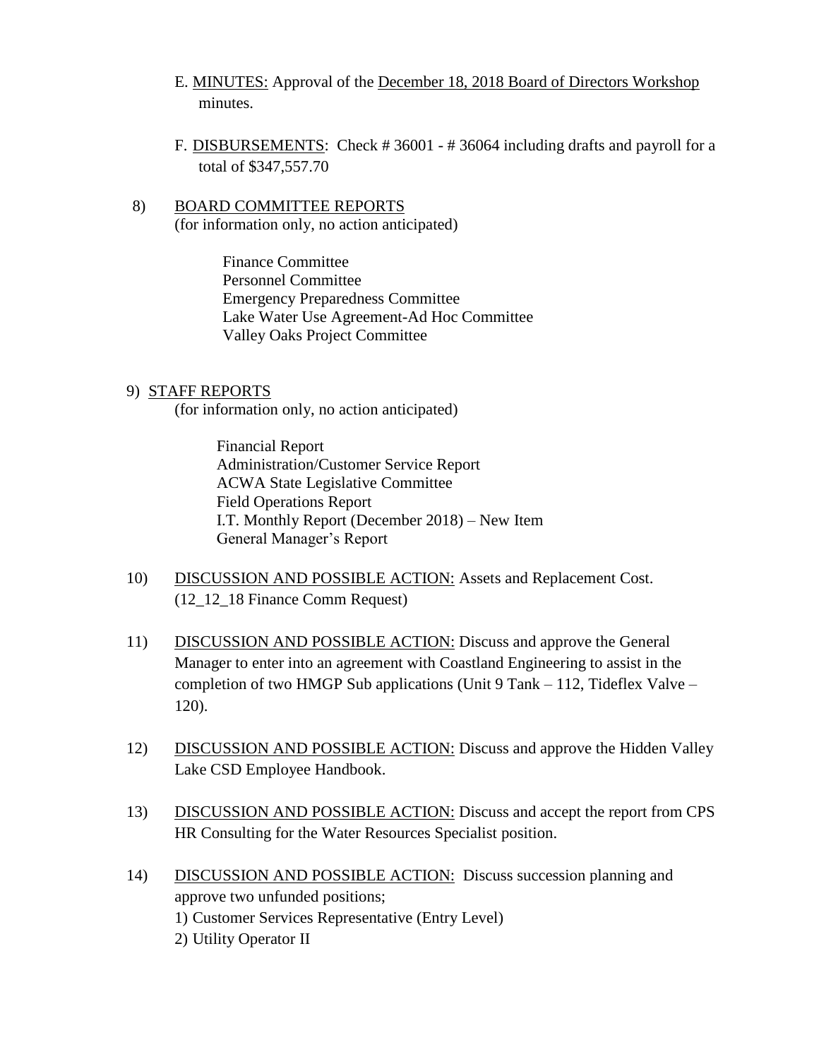E. MINUTES: Approval of the December 18, 2018 Board of Directors Workshop minutes.

F. DISBURSEMENTS: Check # 36001 - # 36064 including drafts and payroll for a total of $347,557.70

8) BOARD COMMITTEE REPORTS
(for information only, no action anticipated)

Finance Committee
Personnel Committee
Emergency Preparedness Committee
Lake Water Use Agreement-Ad Hoc Committee
Valley Oaks Project Committee

9) STAFF REPORTS
(for information only, no action anticipated)

Financial Report
Administration/Customer Service Report
ACWA State Legislative Committee
Field Operations Report
I.T. Monthly Report (December 2018) – New Item
General Manager's Report

10) DISCUSSION AND POSSIBLE ACTION: Assets and Replacement Cost. (12_12_18 Finance Comm Request)

11) DISCUSSION AND POSSIBLE ACTION: Discuss and approve the General Manager to enter into an agreement with Coastland Engineering to assist in the completion of two HMGP Sub applications (Unit 9 Tank – 112, Tideflex Valve – 120).

12) DISCUSSION AND POSSIBLE ACTION: Discuss and approve the Hidden Valley Lake CSD Employee Handbook.

13) DISCUSSION AND POSSIBLE ACTION: Discuss and accept the report from CPS HR Consulting for the Water Resources Specialist position.

14) DISCUSSION AND POSSIBLE ACTION: Discuss succession planning and approve two unfunded positions;
1) Customer Services Representative (Entry Level)
2) Utility Operator II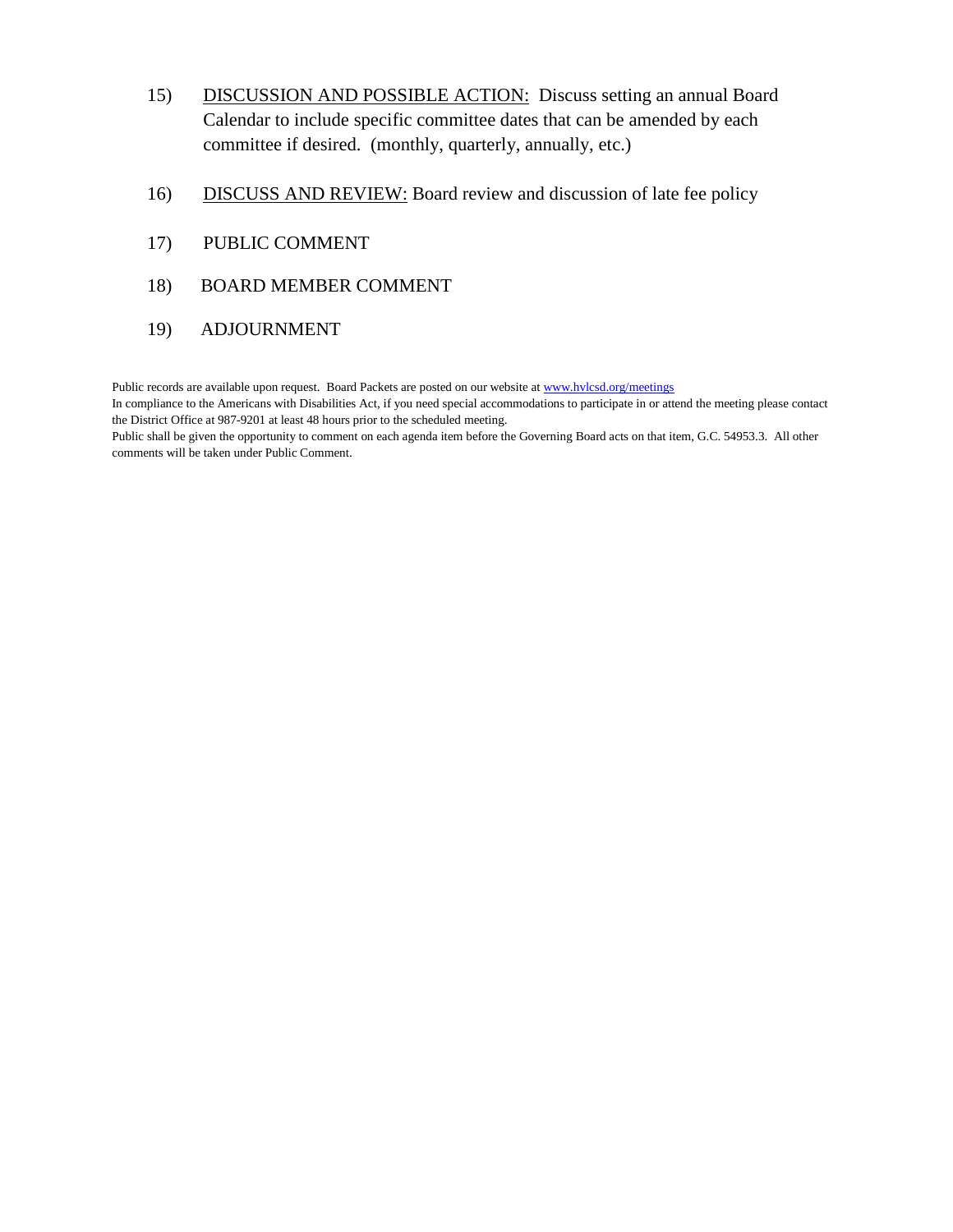15) DISCUSSION AND POSSIBLE ACTION: Discuss setting an annual Board Calendar to include specific committee dates that can be amended by each committee if desired. (monthly, quarterly, annually, etc.)

16) DISCUSS AND REVIEW: Board review and discussion of late fee policy

17) PUBLIC COMMENT

18) BOARD MEMBER COMMENT

19) ADJOURNMENT

Public records are available upon request. Board Packets are posted on our website at [www.hvlcsd.org/meetings](http://www.hvlcsd.org/meetings)
In compliance to the Americans with Disabilities Act, if you need special accommodations to participate in or attend the meeting please contact the District Office at 987-9201 at least 48 hours prior to the scheduled meeting.
Public shall be given the opportunity to comment on each agenda item before the Governing Board acts on that item, G.C. 54953.3. All other comments will be taken under Public Comment.